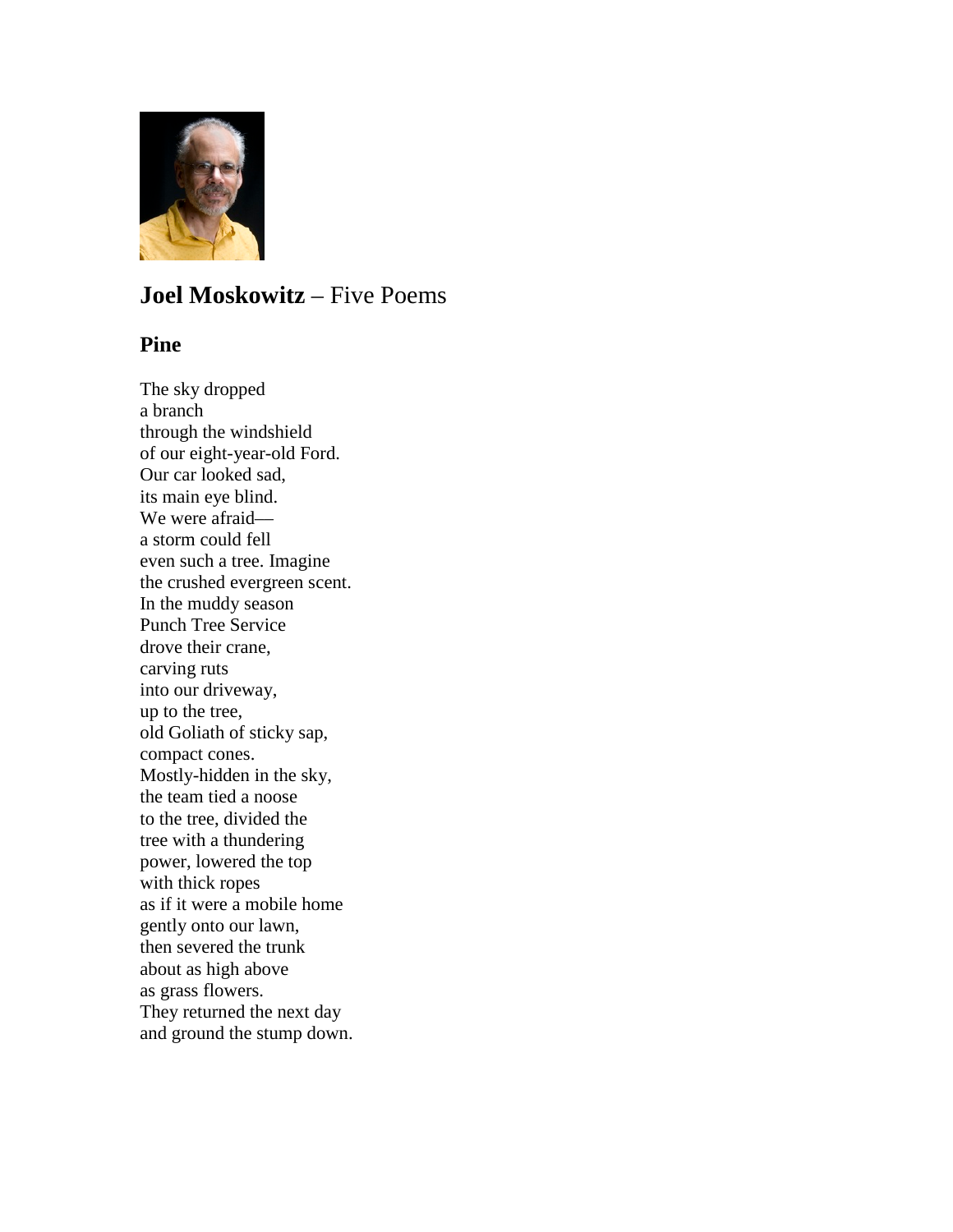# **Joel Moskowitz** – Five Poems

## Pine

The sky dropped  
a branch  
through the windshield  
of our eight-year-old Ford.  
Our car looked sad,  
its main eye blind.  
We were afraid—  
a storm could fell  
even such a tree. Imagine  
the crushed evergreen scent.  
In the muddy season  
Punch Tree Service  
drove their crane,  
carving ruts  
into our driveway,  
up to the tree,  
old Goliath of sticky sap,  
compact cones.  
Mostly-hidden in the sky,  
the team tied a noose  
to the tree, divided the  
tree with a thundering  
power, lowered the top  
with thick ropes  
as if it were a mobile home  
gently onto our lawn,  
then severed the trunk  
about as high above  
as grass flowers.  
They returned the next day  
and ground the stump down.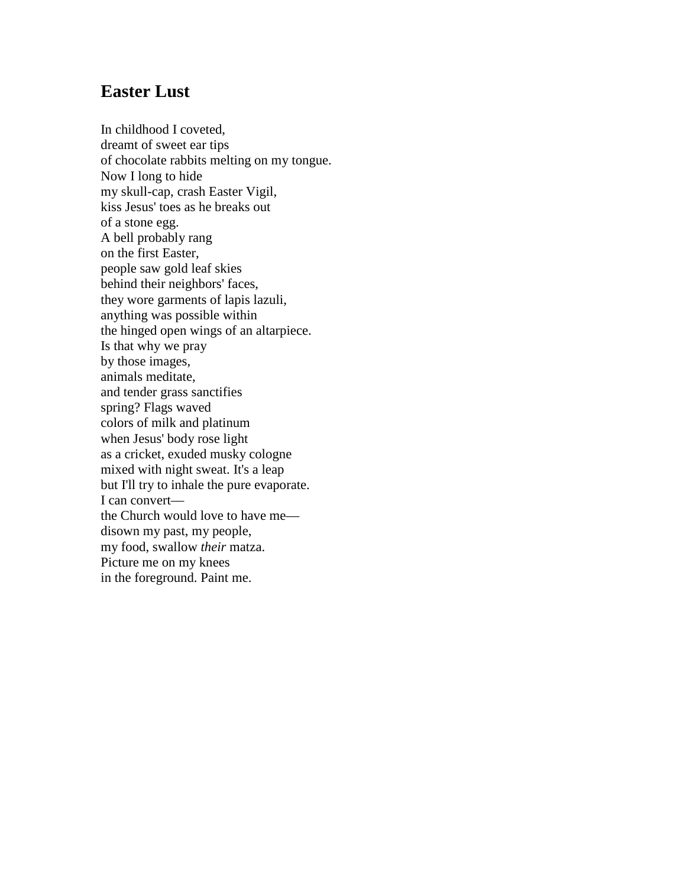## Easter Lust

In childhood I coveted,  
dreamt of sweet ear tips  
of chocolate rabbits melting on my tongue.  
Now I long to hide  
my skull-cap, crash Easter Vigil,  
kiss Jesus' toes as he breaks out  
of a stone egg.  
A bell probably rang  
on the first Easter,  
people saw gold leaf skies  
behind their neighbors' faces,  
they wore garments of lapis lazuli,  
anything was possible within  
the hinged open wings of an altarpiece.  
Is that why we pray  
by those images,  
animals meditate,  
and tender grass sanctifies  
spring? Flags waved  
colors of milk and platinum  
when Jesus' body rose light  
as a cricket, exuded musky cologne  
mixed with night sweat. It's a leap  
but I'll try to inhale the pure evaporate.  
I can convert—  
the Church would love to have me—  
disown my past, my people,  
my food, swallow *their* matza.  
Picture me on my knees  
in the foreground. Paint me.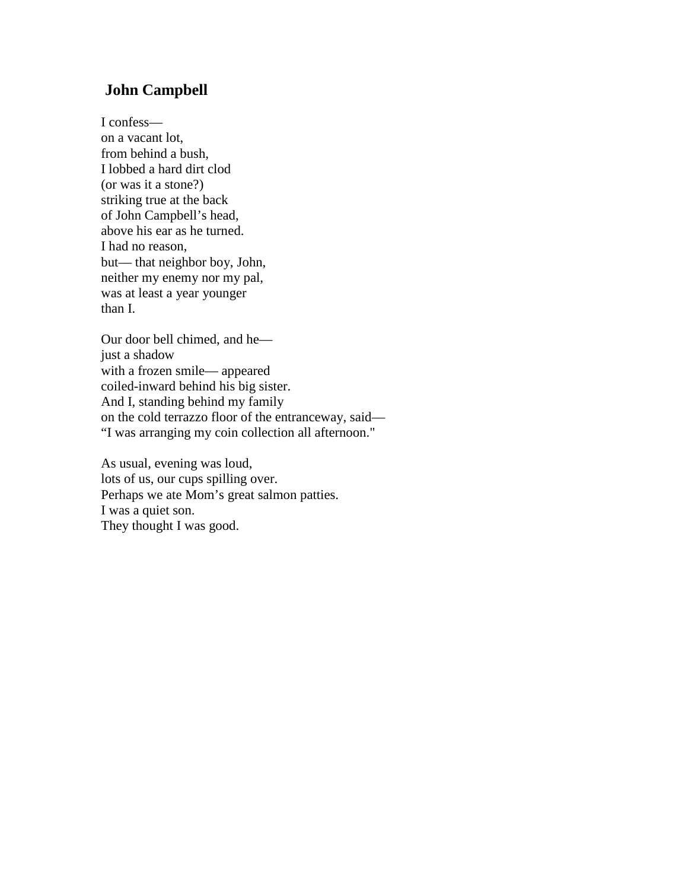## John Campbell

I confess—  
on a vacant lot,  
from behind a bush,  
I lobbed a hard dirt clod  
(or was it a stone?)  
striking true at the back  
of John Campbell's head,  
above his ear as he turned.  
I had no reason,  
but— that neighbor boy, John,  
neither my enemy nor my pal,  
was at least a year younger  
than I.

Our door bell chimed, and he—  
just a shadow  
with a frozen smile— appeared  
coiled-inward behind his big sister.  
And I, standing behind my family  
on the cold terrazzo floor of the entranceway, said—  
"I was arranging my coin collection all afternoon."

As usual, evening was loud,  
lots of us, our cups spilling over.  
Perhaps we ate Mom's great salmon patties.  
I was a quiet son.  
They thought I was good.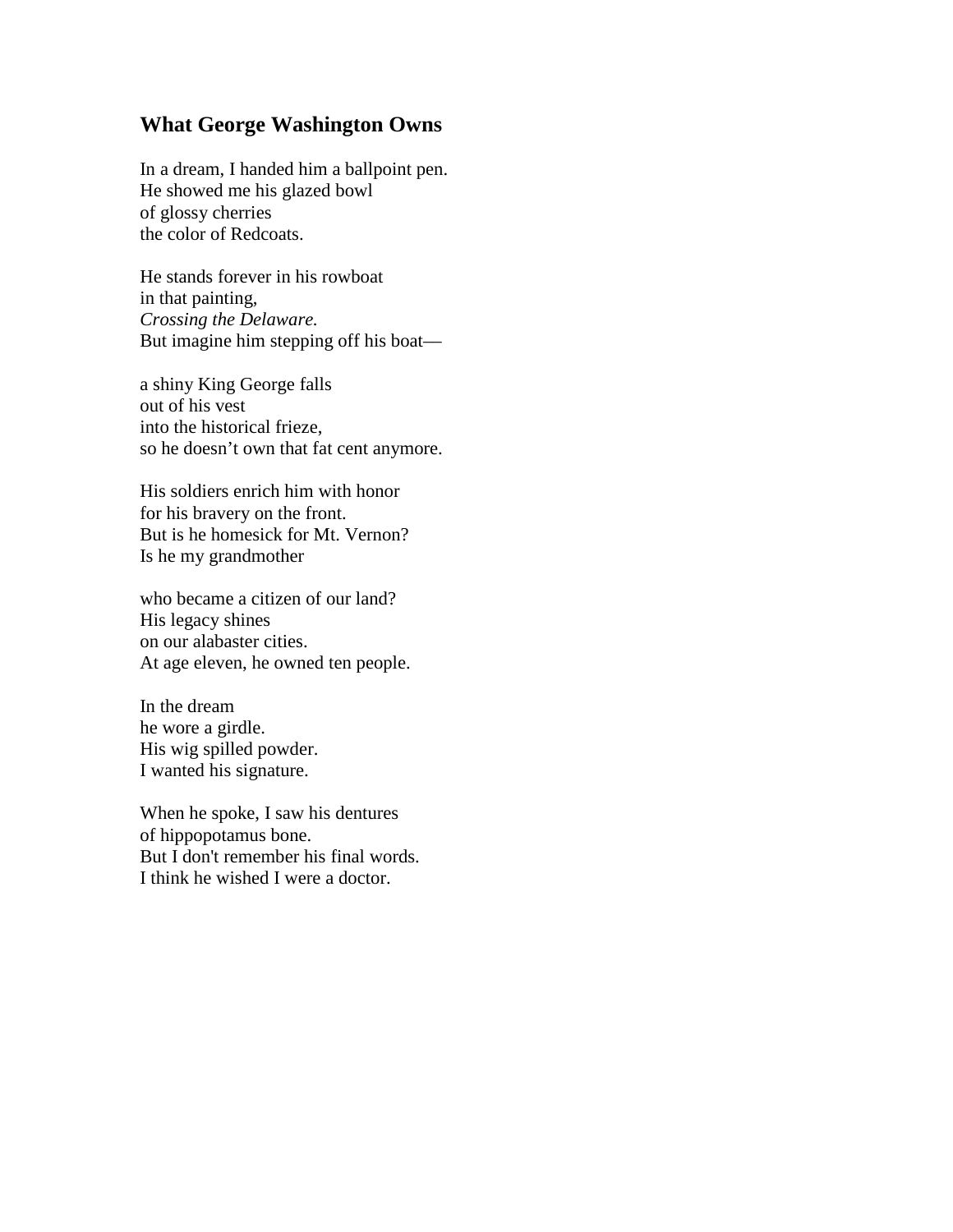## What George Washington Owns

In a dream, I handed him a ballpoint pen.
He showed me his glazed bowl
of glossy cherries
the color of Redcoats.

He stands forever in his rowboat
in that painting,
*Crossing the Delaware.*
But imagine him stepping off his boat—

a shiny King George falls
out of his vest
into the historical frieze,
so he doesn't own that fat cent anymore.

His soldiers enrich him with honor
for his bravery on the front.
But is he homesick for Mt. Vernon?
Is he my grandmother

who became a citizen of our land?
His legacy shines
on our alabaster cities.
At age eleven, he owned ten people.

In the dream
he wore a girdle.
His wig spilled powder.
I wanted his signature.

When he spoke, I saw his dentures
of hippopotamus bone.
But I don't remember his final words.
I think he wished I were a doctor.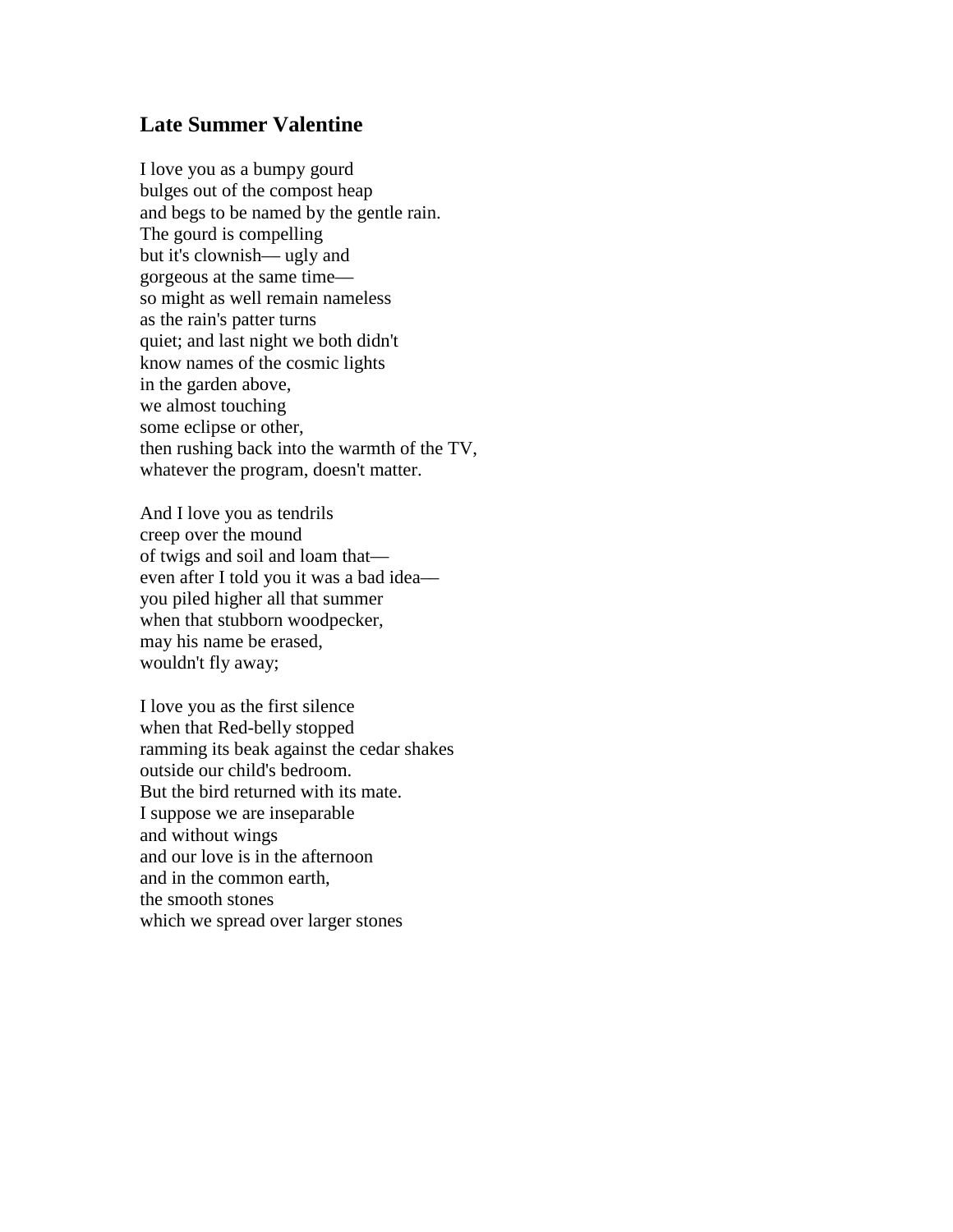## Late Summer Valentine

I love you as a bumpy gourd  
bulges out of the compost heap  
and begs to be named by the gentle rain.  
The gourd is compelling  
but it's clownish— ugly and  
gorgeous at the same time—  
so might as well remain nameless  
as the rain's patter turns  
quiet; and last night we both didn't  
know names of the cosmic lights  
in the garden above,  
we almost touching  
some eclipse or other,  
then rushing back into the warmth of the TV,  
whatever the program, doesn't matter.

And I love you as tendrils  
creep over the mound  
of twigs and soil and loam that—  
even after I told you it was a bad idea—  
you piled higher all that summer  
when that stubborn woodpecker,  
may his name be erased,  
wouldn't fly away;

I love you as the first silence  
when that Red-belly stopped  
ramming its beak against the cedar shakes  
outside our child's bedroom.  
But the bird returned with its mate.  
I suppose we are inseparable  
and without wings  
and our love is in the afternoon  
and in the common earth,  
the smooth stones  
which we spread over larger stones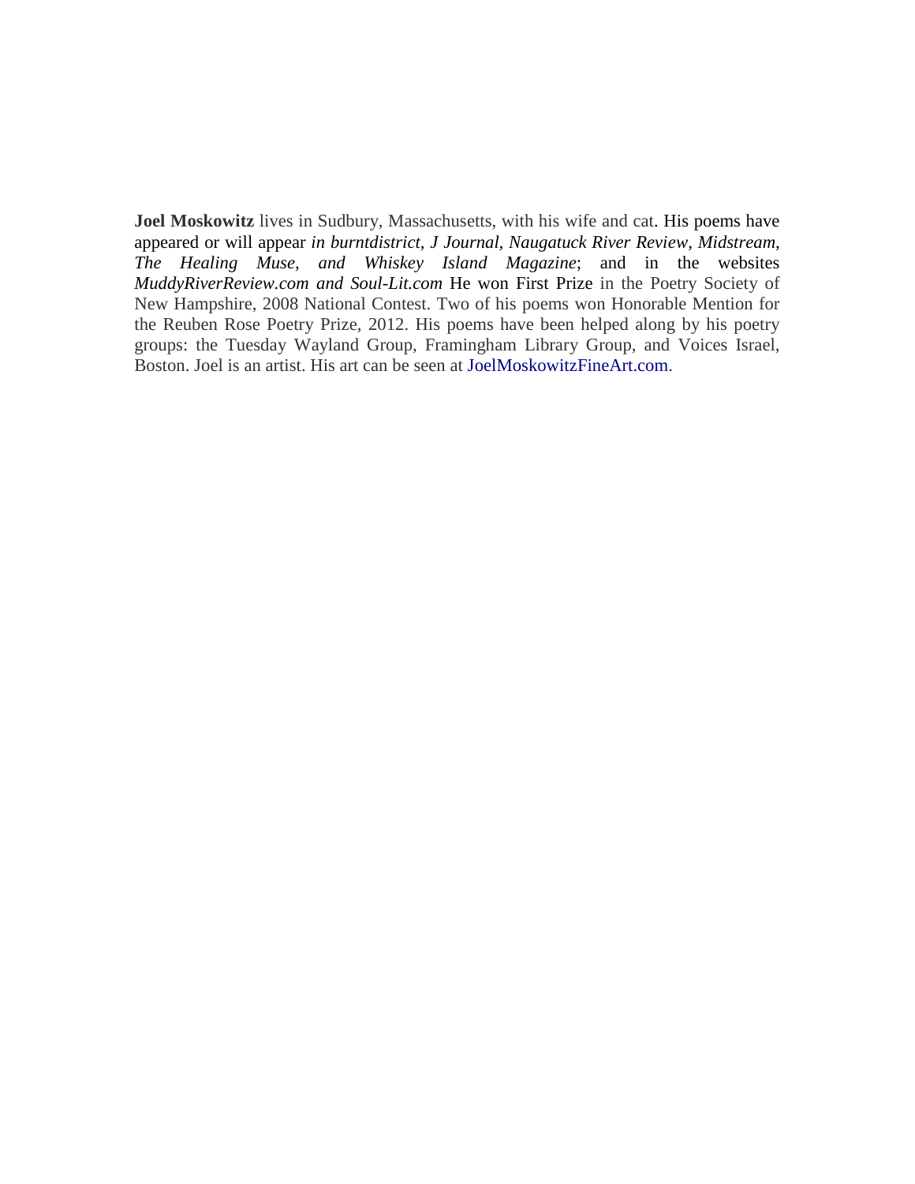**Joel Moskowitz** lives in Sudbury, Massachusetts, with his wife and cat. His poems have appeared or will appear *in burntdistrict, J Journal, Naugatuck River Review, Midstream, The Healing Muse, and Whiskey Island Magazine*; and in the websites *MuddyRiverReview.com and Soul-Lit.com* He won First Prize in the Poetry Society of New Hampshire, 2008 National Contest. Two of his poems won Honorable Mention for the Reuben Rose Poetry Prize, 2012. His poems have been helped along by his poetry groups: the Tuesday Wayland Group, Framingham Library Group, and Voices Israel, Boston. Joel is an artist. His art can be seen at JoelMoskowitzFineArt.com.